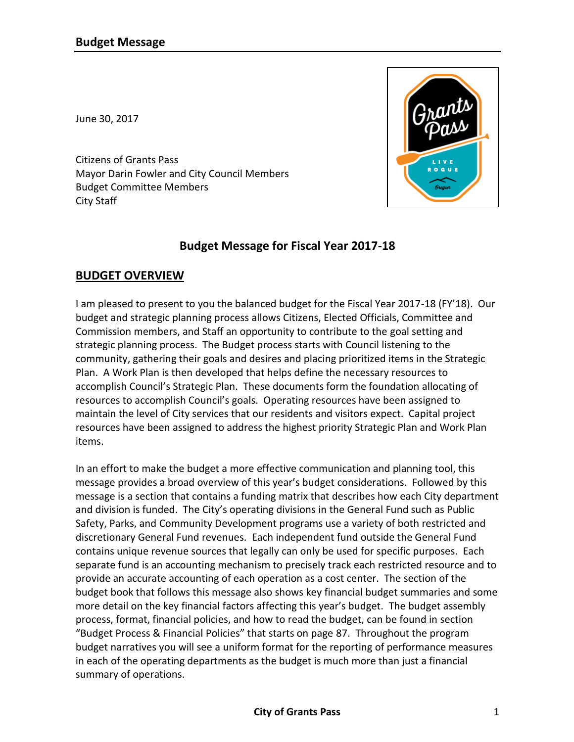## Budget Message

June 30, 2017

Citizens of Grants Pass
Mayor Darin Fowler and City Council Members
Budget Committee Members
City Staff

### Budget Message for Fiscal Year 2017-18

### BUDGET OVERVIEW

I am pleased to present to you the balanced budget for the Fiscal Year 2017-18 (FY'18). Our budget and strategic planning process allows Citizens, Elected Officials, Committee and Commission members, and Staff an opportunity to contribute to the goal setting and strategic planning process. The Budget process starts with Council listening to the community, gathering their goals and desires and placing prioritized items in the Strategic Plan. A Work Plan is then developed that helps define the necessary resources to accomplish Council's Strategic Plan. These documents form the foundation allocating of resources to accomplish Council's goals. Operating resources have been assigned to maintain the level of City services that our residents and visitors expect. Capital project resources have been assigned to address the highest priority Strategic Plan and Work Plan items.

In an effort to make the budget a more effective communication and planning tool, this message provides a broad overview of this year's budget considerations. Followed by this message is a section that contains a funding matrix that describes how each City department and division is funded. The City's operating divisions in the General Fund such as Public Safety, Parks, and Community Development programs use a variety of both restricted and discretionary General Fund revenues. Each independent fund outside the General Fund contains unique revenue sources that legally can only be used for specific purposes. Each separate fund is an accounting mechanism to precisely track each restricted resource and to provide an accurate accounting of each operation as a cost center. The section of the budget book that follows this message also shows key financial budget summaries and some more detail on the key financial factors affecting this year's budget. The budget assembly process, format, financial policies, and how to read the budget, can be found in section "Budget Process & Financial Policies" that starts on page 87. Throughout the program budget narratives you will see a uniform format for the reporting of performance measures in each of the operating departments as the budget is much more than just a financial summary of operations.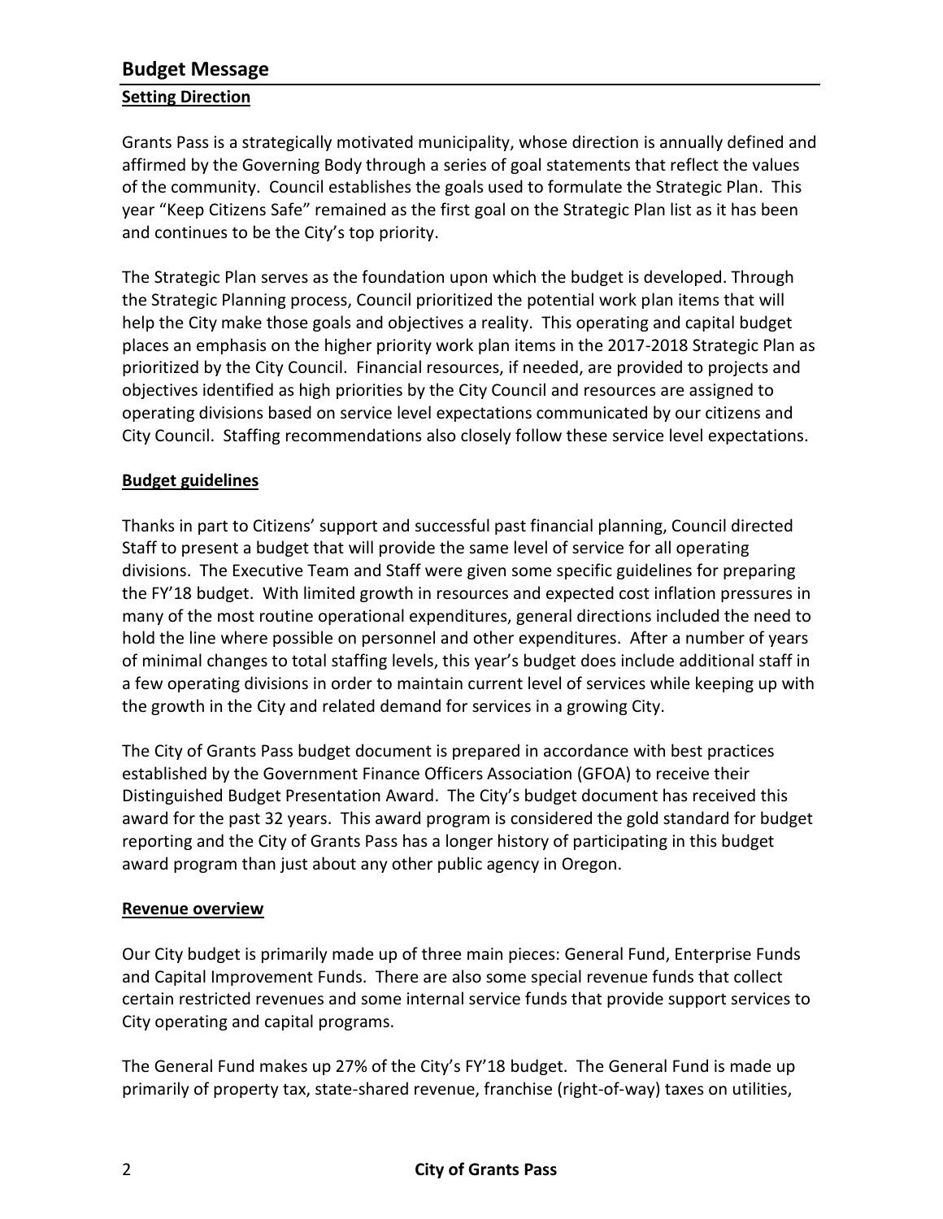# Budget Message

## Setting Direction

Grants Pass is a strategically motivated municipality, whose direction is annually defined and affirmed by the Governing Body through a series of goal statements that reflect the values of the community. Council establishes the goals used to formulate the Strategic Plan. This year "Keep Citizens Safe" remained as the first goal on the Strategic Plan list as it has been and continues to be the City's top priority.

The Strategic Plan serves as the foundation upon which the budget is developed. Through the Strategic Planning process, Council prioritized the potential work plan items that will help the City make those goals and objectives a reality. This operating and capital budget places an emphasis on the higher priority work plan items in the 2017-2018 Strategic Plan as prioritized by the City Council. Financial resources, if needed, are provided to projects and objectives identified as high priorities by the City Council and resources are assigned to operating divisions based on service level expectations communicated by our citizens and City Council. Staffing recommendations also closely follow these service level expectations.

## Budget guidelines

Thanks in part to Citizens' support and successful past financial planning, Council directed Staff to present a budget that will provide the same level of service for all operating divisions. The Executive Team and Staff were given some specific guidelines for preparing the FY'18 budget. With limited growth in resources and expected cost inflation pressures in many of the most routine operational expenditures, general directions included the need to hold the line where possible on personnel and other expenditures. After a number of years of minimal changes to total staffing levels, this year's budget does include additional staff in a few operating divisions in order to maintain current level of services while keeping up with the growth in the City and related demand for services in a growing City.

The City of Grants Pass budget document is prepared in accordance with best practices established by the Government Finance Officers Association (GFOA) to receive their Distinguished Budget Presentation Award. The City's budget document has received this award for the past 32 years. This award program is considered the gold standard for budget reporting and the City of Grants Pass has a longer history of participating in this budget award program than just about any other public agency in Oregon.

## Revenue overview

Our City budget is primarily made up of three main pieces: General Fund, Enterprise Funds and Capital Improvement Funds. There are also some special revenue funds that collect certain restricted revenues and some internal service funds that provide support services to City operating and capital programs.

The General Fund makes up 27% of the City's FY'18 budget. The General Fund is made up primarily of property tax, state-shared revenue, franchise (right-of-way) taxes on utilities,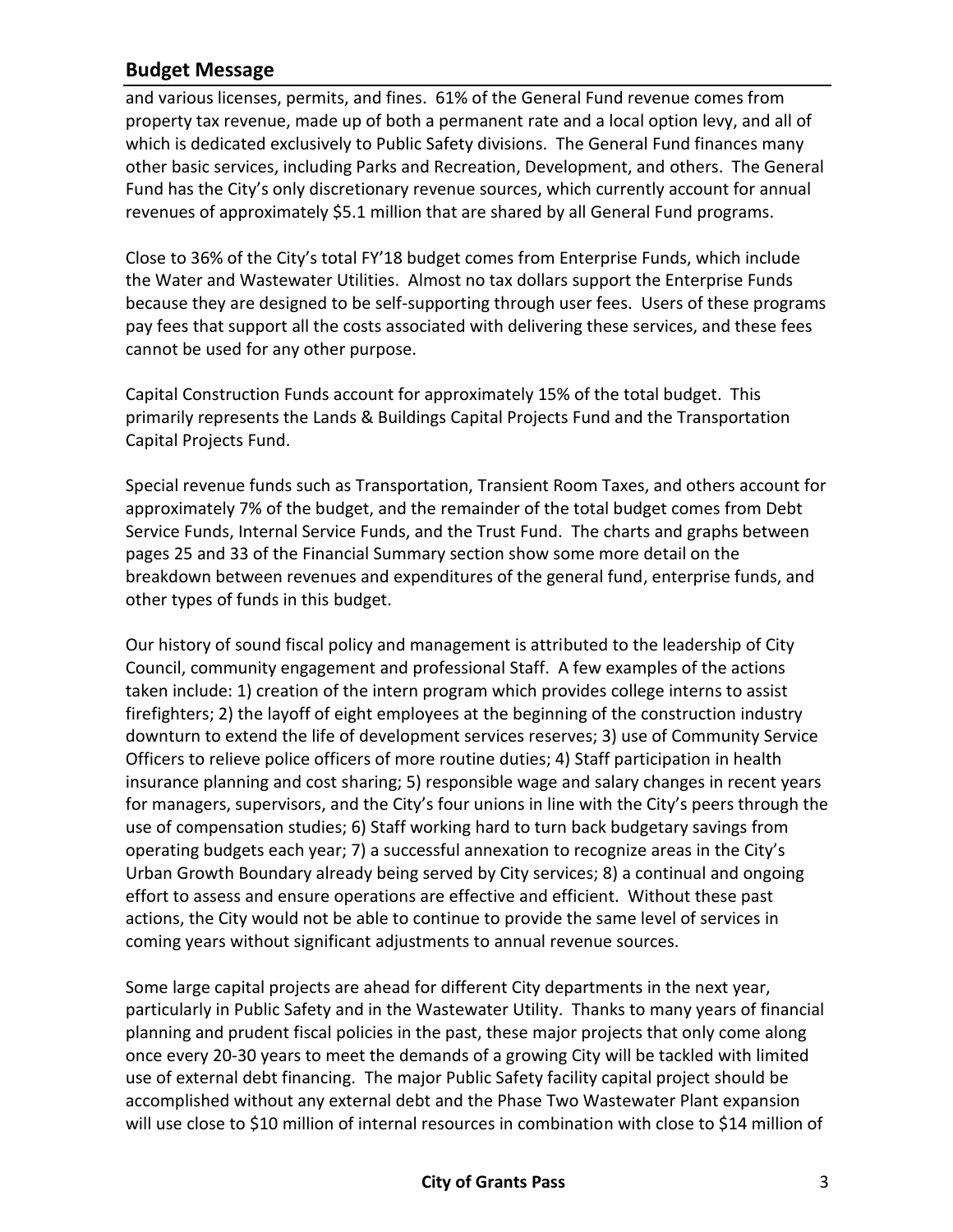## Budget Message

and various licenses, permits, and fines. 61% of the General Fund revenue comes from property tax revenue, made up of both a permanent rate and a local option levy, and all of which is dedicated exclusively to Public Safety divisions. The General Fund finances many other basic services, including Parks and Recreation, Development, and others. The General Fund has the City's only discretionary revenue sources, which currently account for annual revenues of approximately $5.1 million that are shared by all General Fund programs.

Close to 36% of the City's total FY'18 budget comes from Enterprise Funds, which include the Water and Wastewater Utilities. Almost no tax dollars support the Enterprise Funds because they are designed to be self-supporting through user fees. Users of these programs pay fees that support all the costs associated with delivering these services, and these fees cannot be used for any other purpose.

Capital Construction Funds account for approximately 15% of the total budget. This primarily represents the Lands & Buildings Capital Projects Fund and the Transportation Capital Projects Fund.

Special revenue funds such as Transportation, Transient Room Taxes, and others account for approximately 7% of the budget, and the remainder of the total budget comes from Debt Service Funds, Internal Service Funds, and the Trust Fund. The charts and graphs between pages 25 and 33 of the Financial Summary section show some more detail on the breakdown between revenues and expenditures of the general fund, enterprise funds, and other types of funds in this budget.

Our history of sound fiscal policy and management is attributed to the leadership of City Council, community engagement and professional Staff. A few examples of the actions taken include: 1) creation of the intern program which provides college interns to assist firefighters; 2) the layoff of eight employees at the beginning of the construction industry downturn to extend the life of development services reserves; 3) use of Community Service Officers to relieve police officers of more routine duties; 4) Staff participation in health insurance planning and cost sharing; 5) responsible wage and salary changes in recent years for managers, supervisors, and the City's four unions in line with the City's peers through the use of compensation studies; 6) Staff working hard to turn back budgetary savings from operating budgets each year; 7) a successful annexation to recognize areas in the City's Urban Growth Boundary already being served by City services; 8) a continual and ongoing effort to assess and ensure operations are effective and efficient. Without these past actions, the City would not be able to continue to provide the same level of services in coming years without significant adjustments to annual revenue sources.

Some large capital projects are ahead for different City departments in the next year, particularly in Public Safety and in the Wastewater Utility. Thanks to many years of financial planning and prudent fiscal policies in the past, these major projects that only come along once every 20-30 years to meet the demands of a growing City will be tackled with limited use of external debt financing. The major Public Safety facility capital project should be accomplished without any external debt and the Phase Two Wastewater Plant expansion will use close to $10 million of internal resources in combination with close to $14 million of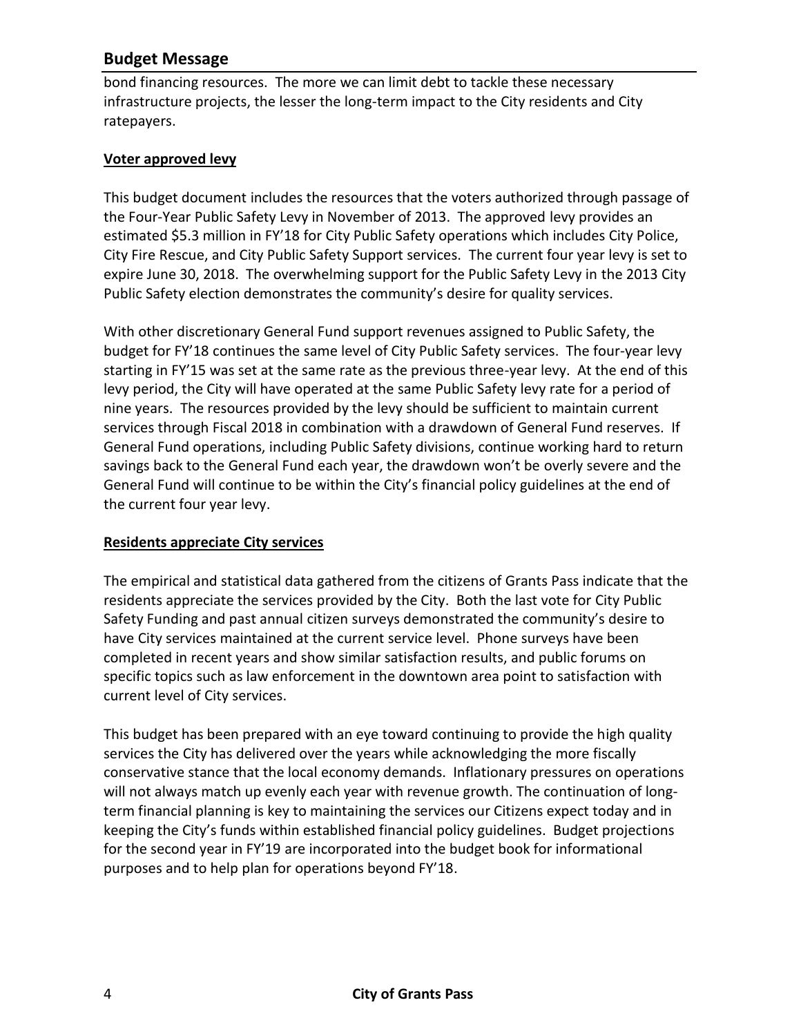bond financing resources. The more we can limit debt to tackle these necessary infrastructure projects, the lesser the long-term impact to the City residents and City ratepayers.

**Voter approved levy**

This budget document includes the resources that the voters authorized through passage of the Four-Year Public Safety Levy in November of 2013. The approved levy provides an estimated $5.3 million in FY'18 for City Public Safety operations which includes City Police, City Fire Rescue, and City Public Safety Support services. The current four year levy is set to expire June 30, 2018. The overwhelming support for the Public Safety Levy in the 2013 City Public Safety election demonstrates the community's desire for quality services.

With other discretionary General Fund support revenues assigned to Public Safety, the budget for FY'18 continues the same level of City Public Safety services. The four-year levy starting in FY'15 was set at the same rate as the previous three-year levy. At the end of this levy period, the City will have operated at the same Public Safety levy rate for a period of nine years. The resources provided by the levy should be sufficient to maintain current services through Fiscal 2018 in combination with a drawdown of General Fund reserves. If General Fund operations, including Public Safety divisions, continue working hard to return savings back to the General Fund each year, the drawdown won't be overly severe and the General Fund will continue to be within the City's financial policy guidelines at the end of the current four year levy.

**Residents appreciate City services**

The empirical and statistical data gathered from the citizens of Grants Pass indicate that the residents appreciate the services provided by the City. Both the last vote for City Public Safety Funding and past annual citizen surveys demonstrated the community's desire to have City services maintained at the current service level. Phone surveys have been completed in recent years and show similar satisfaction results, and public forums on specific topics such as law enforcement in the downtown area point to satisfaction with current level of City services.

This budget has been prepared with an eye toward continuing to provide the high quality services the City has delivered over the years while acknowledging the more fiscally conservative stance that the local economy demands. Inflationary pressures on operations will not always match up evenly each year with revenue growth. The continuation of long-term financial planning is key to maintaining the services our Citizens expect today and in keeping the City's funds within established financial policy guidelines. Budget projections for the second year in FY'19 are incorporated into the budget book for informational purposes and to help plan for operations beyond FY'18.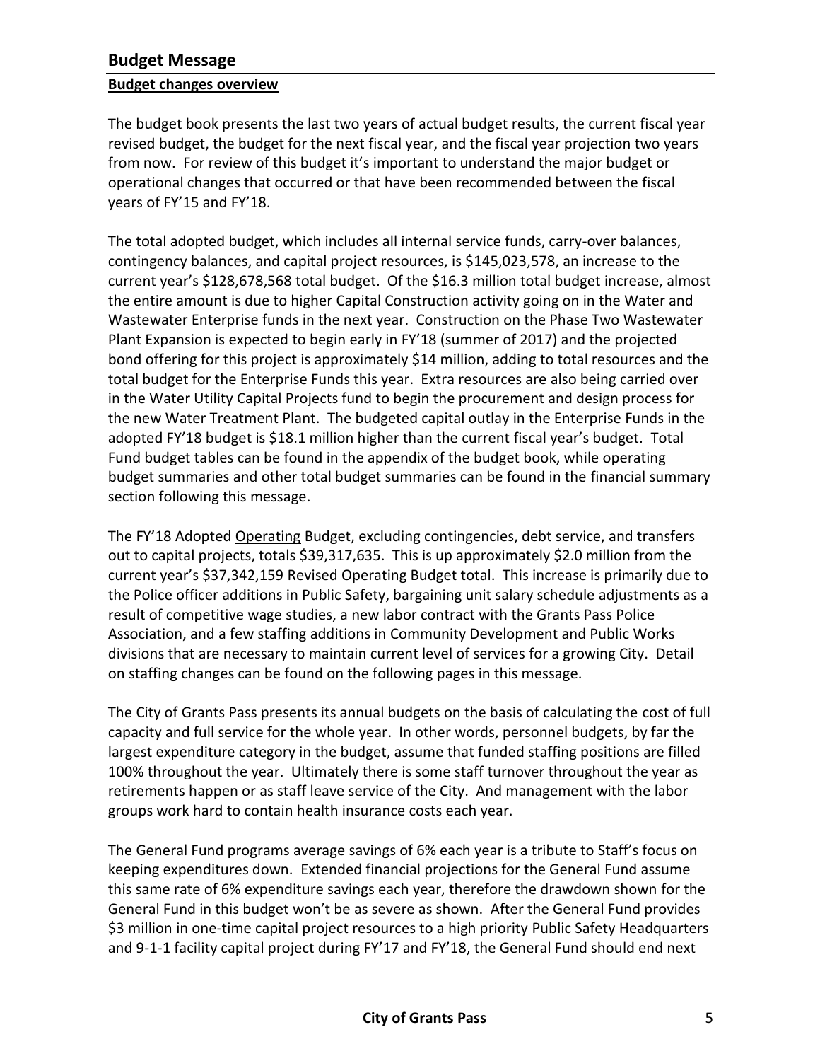## Budget Message

**Budget changes overview**

The budget book presents the last two years of actual budget results, the current fiscal year revised budget, the budget for the next fiscal year, and the fiscal year projection two years from now. For review of this budget it's important to understand the major budget or operational changes that occurred or that have been recommended between the fiscal years of FY'15 and FY'18.

The total adopted budget, which includes all internal service funds, carry-over balances, contingency balances, and capital project resources, is $145,023,578, an increase to the current year's $128,678,568 total budget. Of the $16.3 million total budget increase, almost the entire amount is due to higher Capital Construction activity going on in the Water and Wastewater Enterprise funds in the next year. Construction on the Phase Two Wastewater Plant Expansion is expected to begin early in FY'18 (summer of 2017) and the projected bond offering for this project is approximately $14 million, adding to total resources and the total budget for the Enterprise Funds this year. Extra resources are also being carried over in the Water Utility Capital Projects fund to begin the procurement and design process for the new Water Treatment Plant. The budgeted capital outlay in the Enterprise Funds in the adopted FY'18 budget is $18.1 million higher than the current fiscal year's budget. Total Fund budget tables can be found in the appendix of the budget book, while operating budget summaries and other total budget summaries can be found in the financial summary section following this message.

The FY'18 Adopted Operating Budget, excluding contingencies, debt service, and transfers out to capital projects, totals $39,317,635. This is up approximately $2.0 million from the current year's $37,342,159 Revised Operating Budget total. This increase is primarily due to the Police officer additions in Public Safety, bargaining unit salary schedule adjustments as a result of competitive wage studies, a new labor contract with the Grants Pass Police Association, and a few staffing additions in Community Development and Public Works divisions that are necessary to maintain current level of services for a growing City. Detail on staffing changes can be found on the following pages in this message.

The City of Grants Pass presents its annual budgets on the basis of calculating the cost of full capacity and full service for the whole year. In other words, personnel budgets, by far the largest expenditure category in the budget, assume that funded staffing positions are filled 100% throughout the year. Ultimately there is some staff turnover throughout the year as retirements happen or as staff leave service of the City. And management with the labor groups work hard to contain health insurance costs each year.

The General Fund programs average savings of 6% each year is a tribute to Staff's focus on keeping expenditures down. Extended financial projections for the General Fund assume this same rate of 6% expenditure savings each year, therefore the drawdown shown for the General Fund in this budget won't be as severe as shown. After the General Fund provides $3 million in one-time capital project resources to a high priority Public Safety Headquarters and 9-1-1 facility capital project during FY'17 and FY'18, the General Fund should end next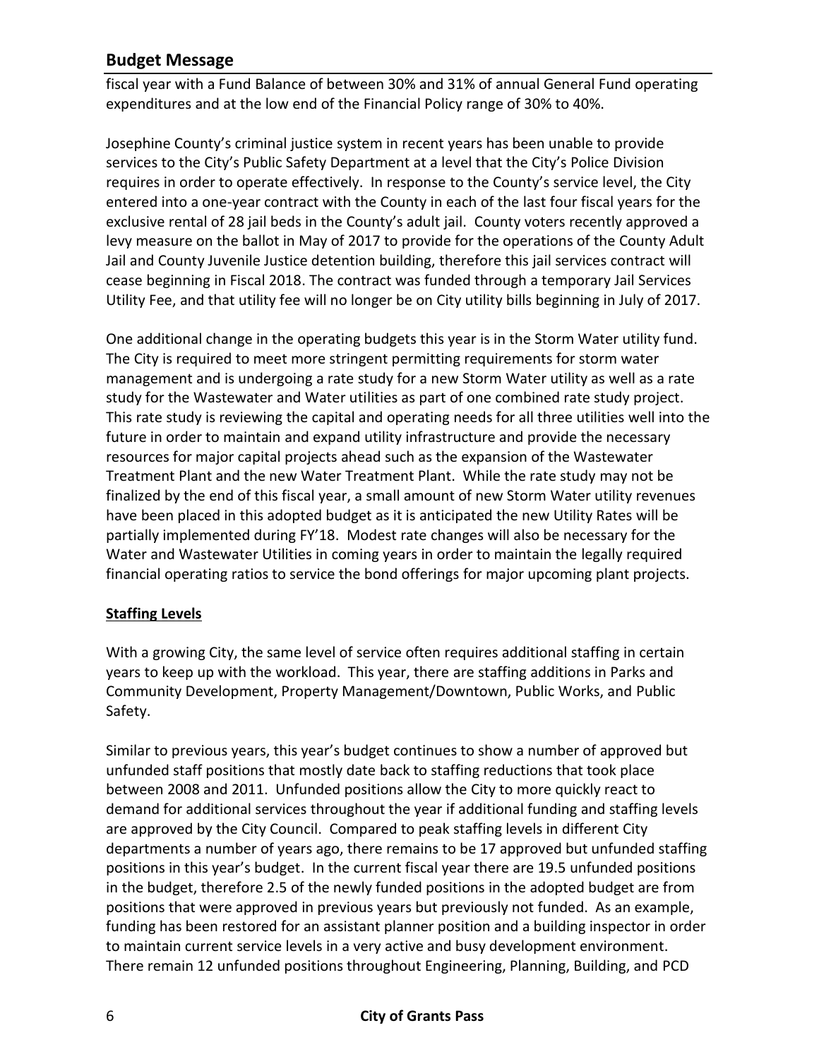fiscal year with a Fund Balance of between 30% and 31% of annual General Fund operating expenditures and at the low end of the Financial Policy range of 30% to 40%.

Josephine County's criminal justice system in recent years has been unable to provide services to the City's Public Safety Department at a level that the City's Police Division requires in order to operate effectively. In response to the County's service level, the City entered into a one-year contract with the County in each of the last four fiscal years for the exclusive rental of 28 jail beds in the County's adult jail. County voters recently approved a levy measure on the ballot in May of 2017 to provide for the operations of the County Adult Jail and County Juvenile Justice detention building, therefore this jail services contract will cease beginning in Fiscal 2018. The contract was funded through a temporary Jail Services Utility Fee, and that utility fee will no longer be on City utility bills beginning in July of 2017.

One additional change in the operating budgets this year is in the Storm Water utility fund. The City is required to meet more stringent permitting requirements for storm water management and is undergoing a rate study for a new Storm Water utility as well as a rate study for the Wastewater and Water utilities as part of one combined rate study project. This rate study is reviewing the capital and operating needs for all three utilities well into the future in order to maintain and expand utility infrastructure and provide the necessary resources for major capital projects ahead such as the expansion of the Wastewater Treatment Plant and the new Water Treatment Plant. While the rate study may not be finalized by the end of this fiscal year, a small amount of new Storm Water utility revenues have been placed in this adopted budget as it is anticipated the new Utility Rates will be partially implemented during FY'18. Modest rate changes will also be necessary for the Water and Wastewater Utilities in coming years in order to maintain the legally required financial operating ratios to service the bond offerings for major upcoming plant projects.

**Staffing Levels**

With a growing City, the same level of service often requires additional staffing in certain years to keep up with the workload. This year, there are staffing additions in Parks and Community Development, Property Management/Downtown, Public Works, and Public Safety.

Similar to previous years, this year's budget continues to show a number of approved but unfunded staff positions that mostly date back to staffing reductions that took place between 2008 and 2011. Unfunded positions allow the City to more quickly react to demand for additional services throughout the year if additional funding and staffing levels are approved by the City Council. Compared to peak staffing levels in different City departments a number of years ago, there remains to be 17 approved but unfunded staffing positions in this year's budget. In the current fiscal year there are 19.5 unfunded positions in the budget, therefore 2.5 of the newly funded positions in the adopted budget are from positions that were approved in previous years but previously not funded. As an example, funding has been restored for an assistant planner position and a building inspector in order to maintain current service levels in a very active and busy development environment. There remain 12 unfunded positions throughout Engineering, Planning, Building, and PCD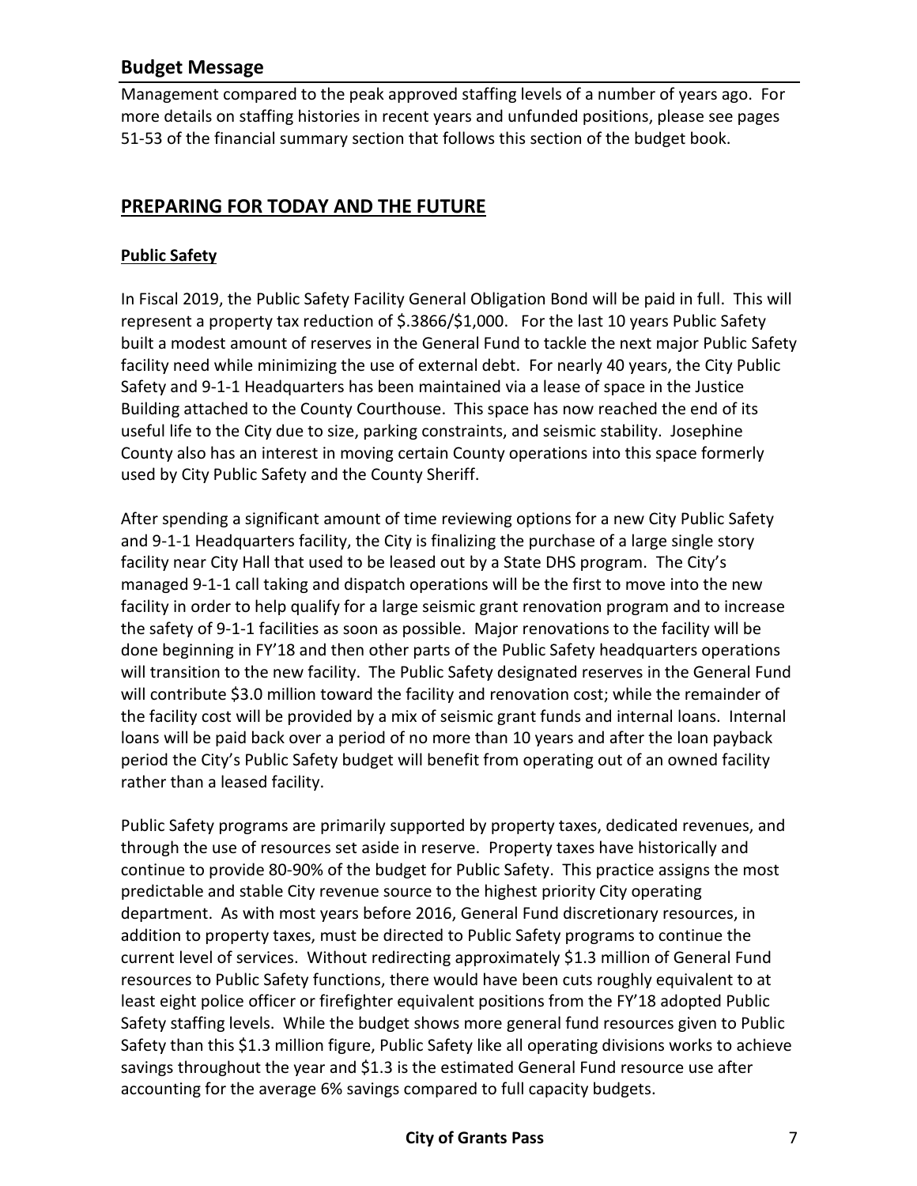## Budget Message

Management compared to the peak approved staffing levels of a number of years ago. For more details on staffing histories in recent years and unfunded positions, please see pages 51-53 of the financial summary section that follows this section of the budget book.

## PREPARING FOR TODAY AND THE FUTURE

### Public Safety

In Fiscal 2019, the Public Safety Facility General Obligation Bond will be paid in full. This will represent a property tax reduction of $.3866/$1,000. For the last 10 years Public Safety built a modest amount of reserves in the General Fund to tackle the next major Public Safety facility need while minimizing the use of external debt. For nearly 40 years, the City Public Safety and 9-1-1 Headquarters has been maintained via a lease of space in the Justice Building attached to the County Courthouse. This space has now reached the end of its useful life to the City due to size, parking constraints, and seismic stability. Josephine County also has an interest in moving certain County operations into this space formerly used by City Public Safety and the County Sheriff.

After spending a significant amount of time reviewing options for a new City Public Safety and 9-1-1 Headquarters facility, the City is finalizing the purchase of a large single story facility near City Hall that used to be leased out by a State DHS program. The City's managed 9-1-1 call taking and dispatch operations will be the first to move into the new facility in order to help qualify for a large seismic grant renovation program and to increase the safety of 9-1-1 facilities as soon as possible. Major renovations to the facility will be done beginning in FY'18 and then other parts of the Public Safety headquarters operations will transition to the new facility. The Public Safety designated reserves in the General Fund will contribute $3.0 million toward the facility and renovation cost; while the remainder of the facility cost will be provided by a mix of seismic grant funds and internal loans. Internal loans will be paid back over a period of no more than 10 years and after the loan payback period the City's Public Safety budget will benefit from operating out of an owned facility rather than a leased facility.

Public Safety programs are primarily supported by property taxes, dedicated revenues, and through the use of resources set aside in reserve. Property taxes have historically and continue to provide 80-90% of the budget for Public Safety. This practice assigns the most predictable and stable City revenue source to the highest priority City operating department. As with most years before 2016, General Fund discretionary resources, in addition to property taxes, must be directed to Public Safety programs to continue the current level of services. Without redirecting approximately $1.3 million of General Fund resources to Public Safety functions, there would have been cuts roughly equivalent to at least eight police officer or firefighter equivalent positions from the FY'18 adopted Public Safety staffing levels. While the budget shows more general fund resources given to Public Safety than this $1.3 million figure, Public Safety like all operating divisions works to achieve savings throughout the year and $1.3 is the estimated General Fund resource use after accounting for the average 6% savings compared to full capacity budgets.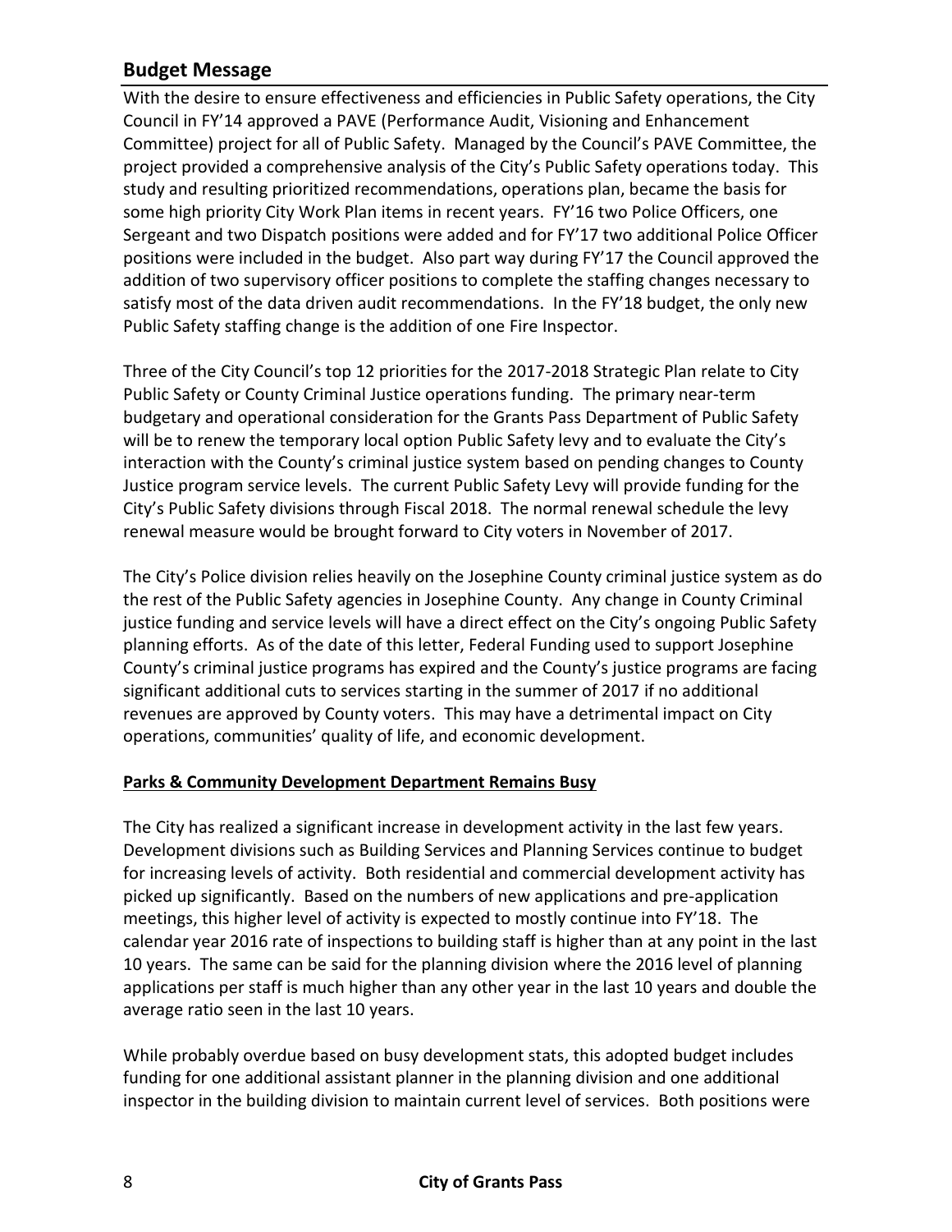## Budget Message

With the desire to ensure effectiveness and efficiencies in Public Safety operations, the City Council in FY'14 approved a PAVE (Performance Audit, Visioning and Enhancement Committee) project for all of Public Safety. Managed by the Council's PAVE Committee, the project provided a comprehensive analysis of the City's Public Safety operations today. This study and resulting prioritized recommendations, operations plan, became the basis for some high priority City Work Plan items in recent years. FY'16 two Police Officers, one Sergeant and two Dispatch positions were added and for FY'17 two additional Police Officer positions were included in the budget. Also part way during FY'17 the Council approved the addition of two supervisory officer positions to complete the staffing changes necessary to satisfy most of the data driven audit recommendations. In the FY'18 budget, the only new Public Safety staffing change is the addition of one Fire Inspector.

Three of the City Council's top 12 priorities for the 2017-2018 Strategic Plan relate to City Public Safety or County Criminal Justice operations funding. The primary near-term budgetary and operational consideration for the Grants Pass Department of Public Safety will be to renew the temporary local option Public Safety levy and to evaluate the City's interaction with the County's criminal justice system based on pending changes to County Justice program service levels. The current Public Safety Levy will provide funding for the City's Public Safety divisions through Fiscal 2018. The normal renewal schedule the levy renewal measure would be brought forward to City voters in November of 2017.

The City's Police division relies heavily on the Josephine County criminal justice system as do the rest of the Public Safety agencies in Josephine County. Any change in County Criminal justice funding and service levels will have a direct effect on the City's ongoing Public Safety planning efforts. As of the date of this letter, Federal Funding used to support Josephine County's criminal justice programs has expired and the County's justice programs are facing significant additional cuts to services starting in the summer of 2017 if no additional revenues are approved by County voters. This may have a detrimental impact on City operations, communities' quality of life, and economic development.

**Parks & Community Development Department Remains Busy**

The City has realized a significant increase in development activity in the last few years. Development divisions such as Building Services and Planning Services continue to budget for increasing levels of activity. Both residential and commercial development activity has picked up significantly. Based on the numbers of new applications and pre-application meetings, this higher level of activity is expected to mostly continue into FY'18. The calendar year 2016 rate of inspections to building staff is higher than at any point in the last 10 years. The same can be said for the planning division where the 2016 level of planning applications per staff is much higher than any other year in the last 10 years and double the average ratio seen in the last 10 years.

While probably overdue based on busy development stats, this adopted budget includes funding for one additional assistant planner in the planning division and one additional inspector in the building division to maintain current level of services. Both positions were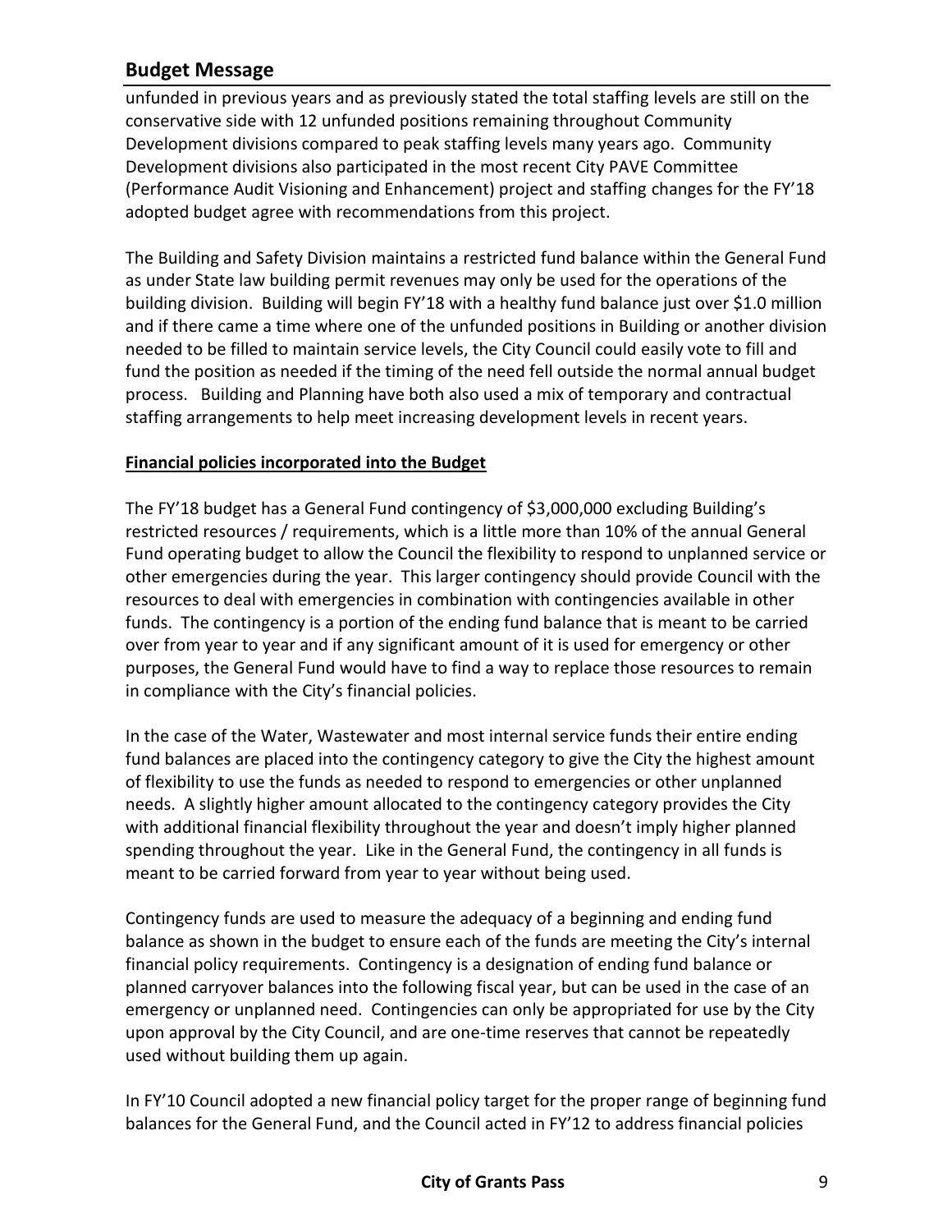unfunded in previous years and as previously stated the total staffing levels are still on the conservative side with 12 unfunded positions remaining throughout Community Development divisions compared to peak staffing levels many years ago. Community Development divisions also participated in the most recent City PAVE Committee (Performance Audit Visioning and Enhancement) project and staffing changes for the FY'18 adopted budget agree with recommendations from this project.

The Building and Safety Division maintains a restricted fund balance within the General Fund as under State law building permit revenues may only be used for the operations of the building division. Building will begin FY'18 with a healthy fund balance just over $1.0 million and if there came a time where one of the unfunded positions in Building or another division needed to be filled to maintain service levels, the City Council could easily vote to fill and fund the position as needed if the timing of the need fell outside the normal annual budget process. Building and Planning have both also used a mix of temporary and contractual staffing arrangements to help meet increasing development levels in recent years.

**Financial policies incorporated into the Budget**

The FY'18 budget has a General Fund contingency of $3,000,000 excluding Building's restricted resources / requirements, which is a little more than 10% of the annual General Fund operating budget to allow the Council the flexibility to respond to unplanned service or other emergencies during the year. This larger contingency should provide Council with the resources to deal with emergencies in combination with contingencies available in other funds. The contingency is a portion of the ending fund balance that is meant to be carried over from year to year and if any significant amount of it is used for emergency or other purposes, the General Fund would have to find a way to replace those resources to remain in compliance with the City's financial policies.

In the case of the Water, Wastewater and most internal service funds their entire ending fund balances are placed into the contingency category to give the City the highest amount of flexibility to use the funds as needed to respond to emergencies or other unplanned needs. A slightly higher amount allocated to the contingency category provides the City with additional financial flexibility throughout the year and doesn't imply higher planned spending throughout the year. Like in the General Fund, the contingency in all funds is meant to be carried forward from year to year without being used.

Contingency funds are used to measure the adequacy of a beginning and ending fund balance as shown in the budget to ensure each of the funds are meeting the City's internal financial policy requirements. Contingency is a designation of ending fund balance or planned carryover balances into the following fiscal year, but can be used in the case of an emergency or unplanned need. Contingencies can only be appropriated for use by the City upon approval by the City Council, and are one-time reserves that cannot be repeatedly used without building them up again.

In FY'10 Council adopted a new financial policy target for the proper range of beginning fund balances for the General Fund, and the Council acted in FY'12 to address financial policies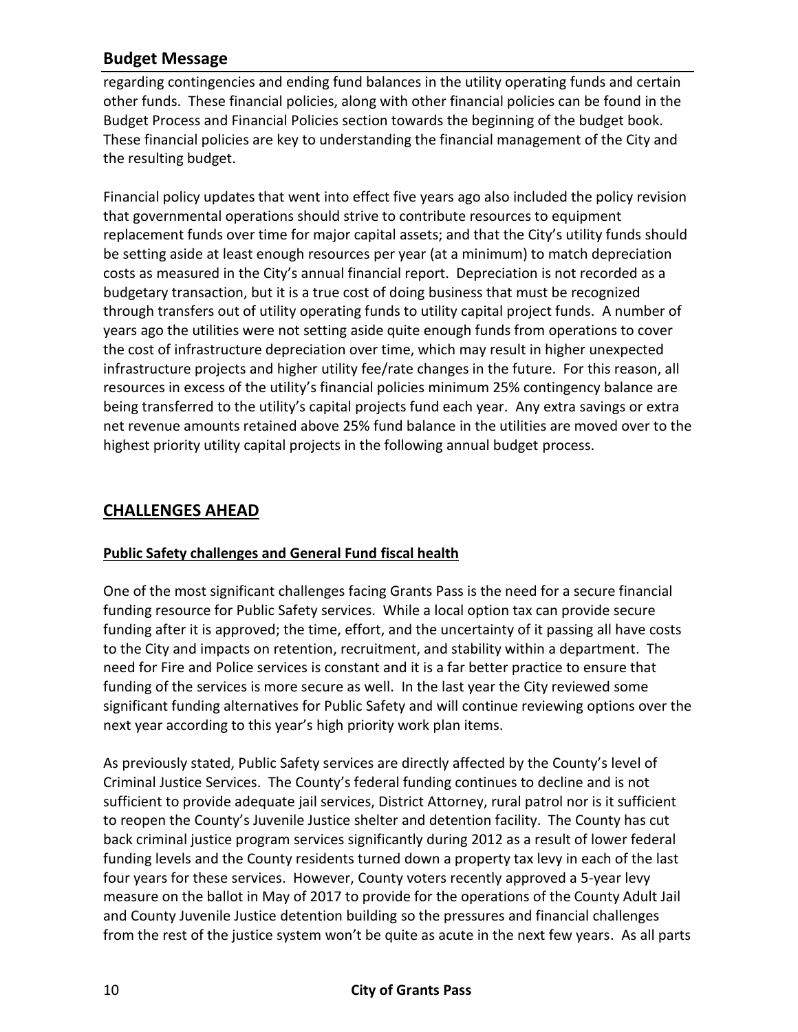regarding contingencies and ending fund balances in the utility operating funds and certain other funds. These financial policies, along with other financial policies can be found in the Budget Process and Financial Policies section towards the beginning of the budget book. These financial policies are key to understanding the financial management of the City and the resulting budget.

Financial policy updates that went into effect five years ago also included the policy revision that governmental operations should strive to contribute resources to equipment replacement funds over time for major capital assets; and that the City's utility funds should be setting aside at least enough resources per year (at a minimum) to match depreciation costs as measured in the City's annual financial report. Depreciation is not recorded as a budgetary transaction, but it is a true cost of doing business that must be recognized through transfers out of utility operating funds to utility capital project funds. A number of years ago the utilities were not setting aside quite enough funds from operations to cover the cost of infrastructure depreciation over time, which may result in higher unexpected infrastructure projects and higher utility fee/rate changes in the future. For this reason, all resources in excess of the utility's financial policies minimum 25% contingency balance are being transferred to the utility's capital projects fund each year. Any extra savings or extra net revenue amounts retained above 25% fund balance in the utilities are moved over to the highest priority utility capital projects in the following annual budget process.

## CHALLENGES AHEAD

### Public Safety challenges and General Fund fiscal health

One of the most significant challenges facing Grants Pass is the need for a secure financial funding resource for Public Safety services. While a local option tax can provide secure funding after it is approved; the time, effort, and the uncertainty of it passing all have costs to the City and impacts on retention, recruitment, and stability within a department. The need for Fire and Police services is constant and it is a far better practice to ensure that funding of the services is more secure as well. In the last year the City reviewed some significant funding alternatives for Public Safety and will continue reviewing options over the next year according to this year's high priority work plan items.

As previously stated, Public Safety services are directly affected by the County's level of Criminal Justice Services. The County's federal funding continues to decline and is not sufficient to provide adequate jail services, District Attorney, rural patrol nor is it sufficient to reopen the County's Juvenile Justice shelter and detention facility. The County has cut back criminal justice program services significantly during 2012 as a result of lower federal funding levels and the County residents turned down a property tax levy in each of the last four years for these services. However, County voters recently approved a 5-year levy measure on the ballot in May of 2017 to provide for the operations of the County Adult Jail and County Juvenile Justice detention building so the pressures and financial challenges from the rest of the justice system won't be quite as acute in the next few years. As all parts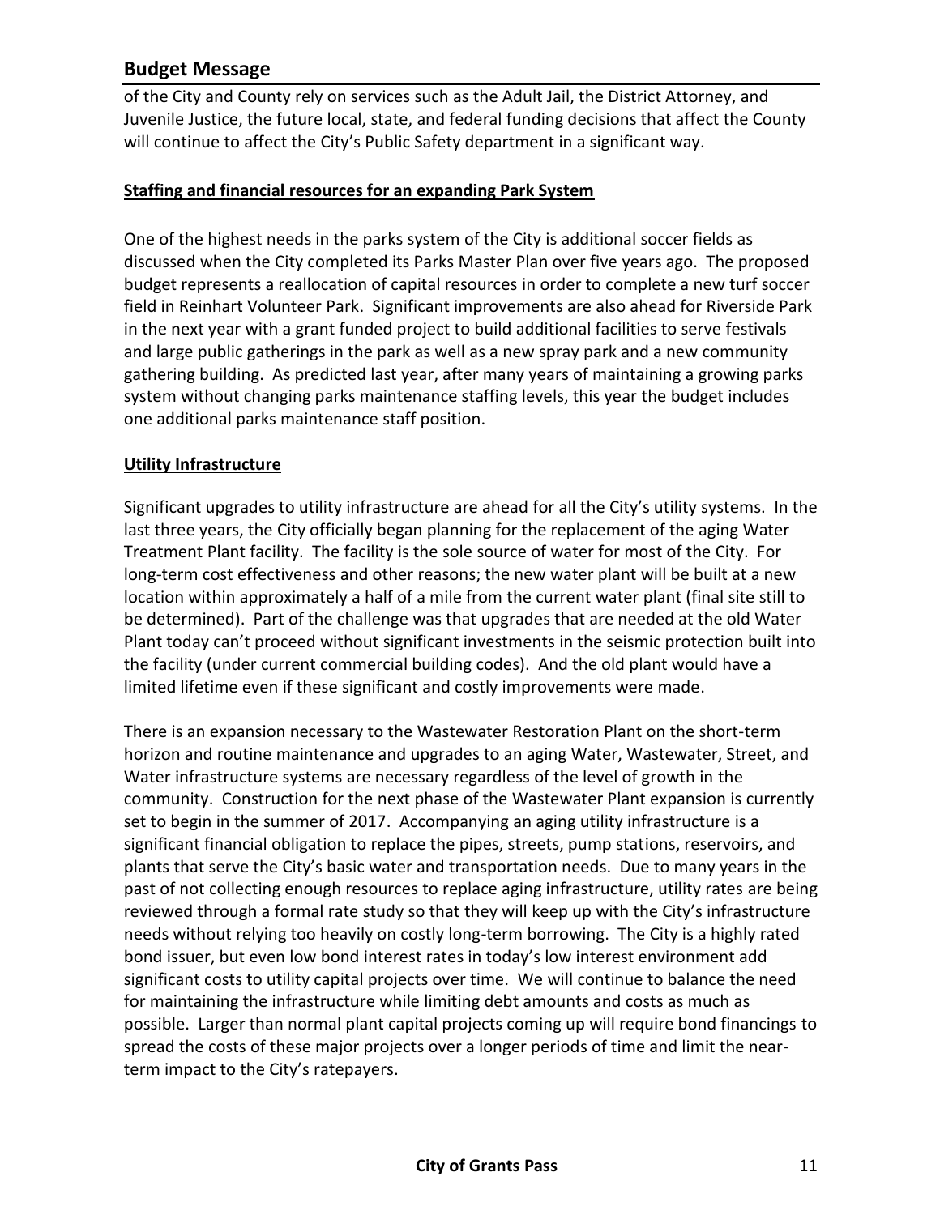of the City and County rely on services such as the Adult Jail, the District Attorney, and Juvenile Justice, the future local, state, and federal funding decisions that affect the County will continue to affect the City's Public Safety department in a significant way.

**Staffing and financial resources for an expanding Park System**

One of the highest needs in the parks system of the City is additional soccer fields as discussed when the City completed its Parks Master Plan over five years ago. The proposed budget represents a reallocation of capital resources in order to complete a new turf soccer field in Reinhart Volunteer Park. Significant improvements are also ahead for Riverside Park in the next year with a grant funded project to build additional facilities to serve festivals and large public gatherings in the park as well as a new spray park and a new community gathering building. As predicted last year, after many years of maintaining a growing parks system without changing parks maintenance staffing levels, this year the budget includes one additional parks maintenance staff position.

**Utility Infrastructure**

Significant upgrades to utility infrastructure are ahead for all the City's utility systems. In the last three years, the City officially began planning for the replacement of the aging Water Treatment Plant facility. The facility is the sole source of water for most of the City. For long-term cost effectiveness and other reasons; the new water plant will be built at a new location within approximately a half of a mile from the current water plant (final site still to be determined). Part of the challenge was that upgrades that are needed at the old Water Plant today can't proceed without significant investments in the seismic protection built into the facility (under current commercial building codes). And the old plant would have a limited lifetime even if these significant and costly improvements were made.

There is an expansion necessary to the Wastewater Restoration Plant on the short-term horizon and routine maintenance and upgrades to an aging Water, Wastewater, Street, and Water infrastructure systems are necessary regardless of the level of growth in the community. Construction for the next phase of the Wastewater Plant expansion is currently set to begin in the summer of 2017. Accompanying an aging utility infrastructure is a significant financial obligation to replace the pipes, streets, pump stations, reservoirs, and plants that serve the City's basic water and transportation needs. Due to many years in the past of not collecting enough resources to replace aging infrastructure, utility rates are being reviewed through a formal rate study so that they will keep up with the City's infrastructure needs without relying too heavily on costly long-term borrowing. The City is a highly rated bond issuer, but even low bond interest rates in today's low interest environment add significant costs to utility capital projects over time. We will continue to balance the need for maintaining the infrastructure while limiting debt amounts and costs as much as possible. Larger than normal plant capital projects coming up will require bond financings to spread the costs of these major projects over a longer periods of time and limit the near-term impact to the City's ratepayers.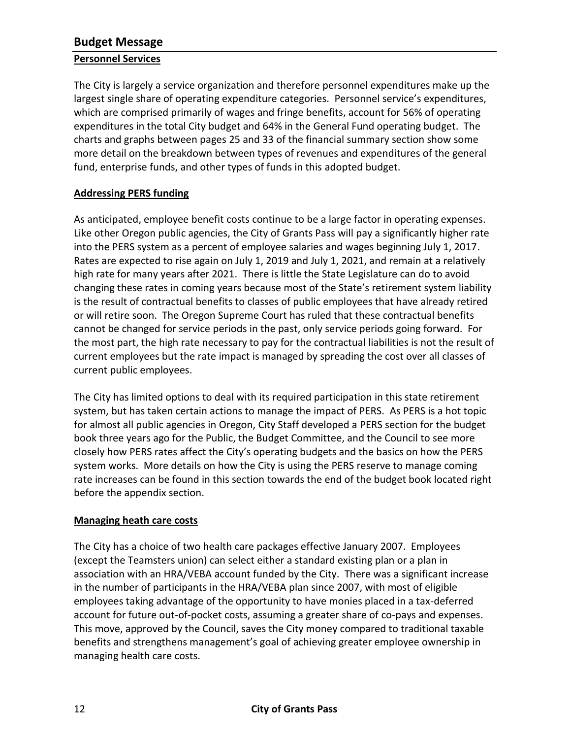## Budget Message

### Personnel Services

The City is largely a service organization and therefore personnel expenditures make up the largest single share of operating expenditure categories. Personnel service's expenditures, which are comprised primarily of wages and fringe benefits, account for 56% of operating expenditures in the total City budget and 64% in the General Fund operating budget. The charts and graphs between pages 25 and 33 of the financial summary section show some more detail on the breakdown between types of revenues and expenditures of the general fund, enterprise funds, and other types of funds in this adopted budget.

### Addressing PERS funding

As anticipated, employee benefit costs continue to be a large factor in operating expenses. Like other Oregon public agencies, the City of Grants Pass will pay a significantly higher rate into the PERS system as a percent of employee salaries and wages beginning July 1, 2017. Rates are expected to rise again on July 1, 2019 and July 1, 2021, and remain at a relatively high rate for many years after 2021. There is little the State Legislature can do to avoid changing these rates in coming years because most of the State's retirement system liability is the result of contractual benefits to classes of public employees that have already retired or will retire soon. The Oregon Supreme Court has ruled that these contractual benefits cannot be changed for service periods in the past, only service periods going forward. For the most part, the high rate necessary to pay for the contractual liabilities is not the result of current employees but the rate impact is managed by spreading the cost over all classes of current public employees.

The City has limited options to deal with its required participation in this state retirement system, but has taken certain actions to manage the impact of PERS. As PERS is a hot topic for almost all public agencies in Oregon, City Staff developed a PERS section for the budget book three years ago for the Public, the Budget Committee, and the Council to see more closely how PERS rates affect the City's operating budgets and the basics on how the PERS system works. More details on how the City is using the PERS reserve to manage coming rate increases can be found in this section towards the end of the budget book located right before the appendix section.

### Managing heath care costs

The City has a choice of two health care packages effective January 2007. Employees (except the Teamsters union) can select either a standard existing plan or a plan in association with an HRA/VEBA account funded by the City. There was a significant increase in the number of participants in the HRA/VEBA plan since 2007, with most of eligible employees taking advantage of the opportunity to have monies placed in a tax-deferred account for future out-of-pocket costs, assuming a greater share of co-pays and expenses. This move, approved by the Council, saves the City money compared to traditional taxable benefits and strengthens management's goal of achieving greater employee ownership in managing health care costs.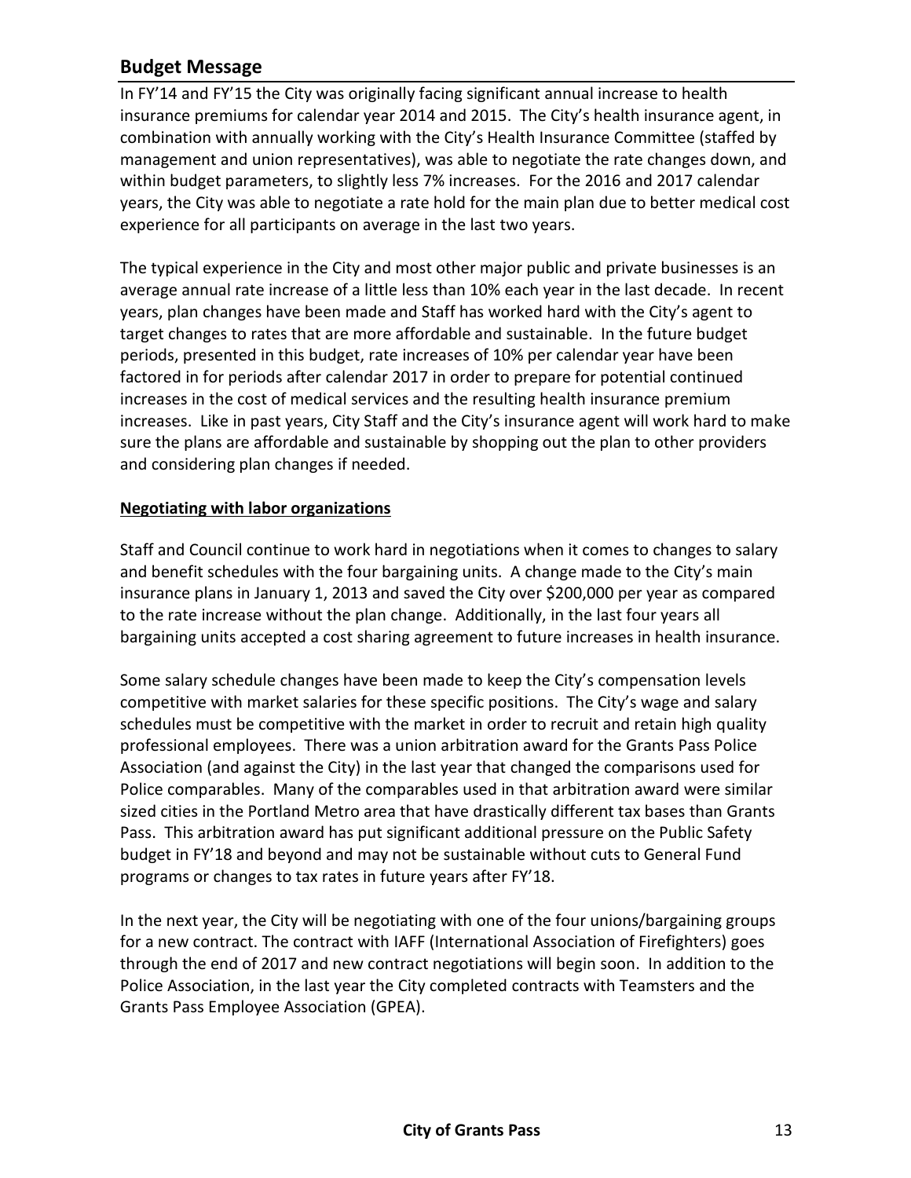## Budget Message

In FY'14 and FY'15 the City was originally facing significant annual increase to health insurance premiums for calendar year 2014 and 2015. The City's health insurance agent, in combination with annually working with the City's Health Insurance Committee (staffed by management and union representatives), was able to negotiate the rate changes down, and within budget parameters, to slightly less 7% increases. For the 2016 and 2017 calendar years, the City was able to negotiate a rate hold for the main plan due to better medical cost experience for all participants on average in the last two years.

The typical experience in the City and most other major public and private businesses is an average annual rate increase of a little less than 10% each year in the last decade. In recent years, plan changes have been made and Staff has worked hard with the City's agent to target changes to rates that are more affordable and sustainable. In the future budget periods, presented in this budget, rate increases of 10% per calendar year have been factored in for periods after calendar 2017 in order to prepare for potential continued increases in the cost of medical services and the resulting health insurance premium increases. Like in past years, City Staff and the City's insurance agent will work hard to make sure the plans are affordable and sustainable by shopping out the plan to other providers and considering plan changes if needed.

**Negotiating with labor organizations**

Staff and Council continue to work hard in negotiations when it comes to changes to salary and benefit schedules with the four bargaining units. A change made to the City's main insurance plans in January 1, 2013 and saved the City over $200,000 per year as compared to the rate increase without the plan change. Additionally, in the last four years all bargaining units accepted a cost sharing agreement to future increases in health insurance.

Some salary schedule changes have been made to keep the City's compensation levels competitive with market salaries for these specific positions. The City's wage and salary schedules must be competitive with the market in order to recruit and retain high quality professional employees. There was a union arbitration award for the Grants Pass Police Association (and against the City) in the last year that changed the comparisons used for Police comparables. Many of the comparables used in that arbitration award were similar sized cities in the Portland Metro area that have drastically different tax bases than Grants Pass. This arbitration award has put significant additional pressure on the Public Safety budget in FY'18 and beyond and may not be sustainable without cuts to General Fund programs or changes to tax rates in future years after FY'18.

In the next year, the City will be negotiating with one of the four unions/bargaining groups for a new contract. The contract with IAFF (International Association of Firefighters) goes through the end of 2017 and new contract negotiations will begin soon. In addition to the Police Association, in the last year the City completed contracts with Teamsters and the Grants Pass Employee Association (GPEA).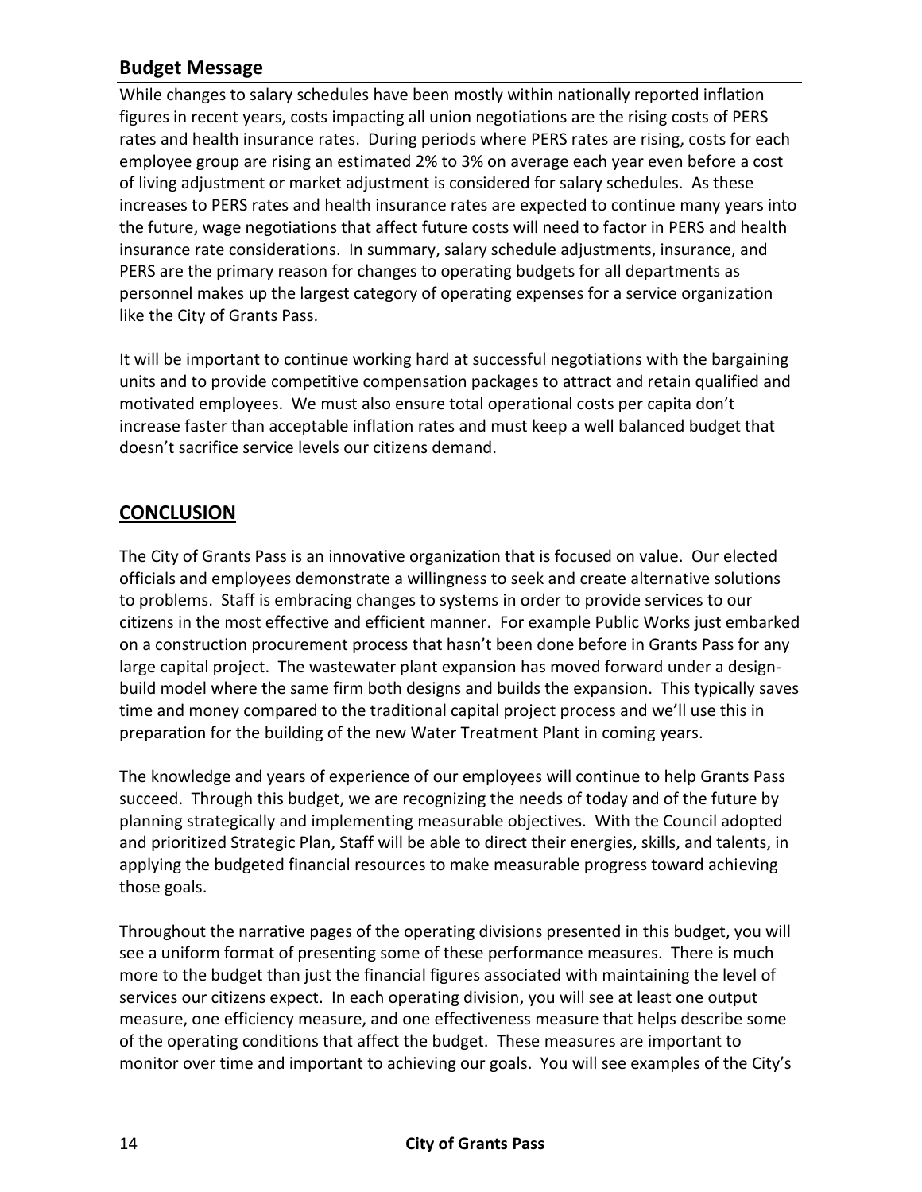## Budget Message

While changes to salary schedules have been mostly within nationally reported inflation figures in recent years, costs impacting all union negotiations are the rising costs of PERS rates and health insurance rates. During periods where PERS rates are rising, costs for each employee group are rising an estimated 2% to 3% on average each year even before a cost of living adjustment or market adjustment is considered for salary schedules. As these increases to PERS rates and health insurance rates are expected to continue many years into the future, wage negotiations that affect future costs will need to factor in PERS and health insurance rate considerations. In summary, salary schedule adjustments, insurance, and PERS are the primary reason for changes to operating budgets for all departments as personnel makes up the largest category of operating expenses for a service organization like the City of Grants Pass.

It will be important to continue working hard at successful negotiations with the bargaining units and to provide competitive compensation packages to attract and retain qualified and motivated employees. We must also ensure total operational costs per capita don't increase faster than acceptable inflation rates and must keep a well balanced budget that doesn't sacrifice service levels our citizens demand.

## CONCLUSION

The City of Grants Pass is an innovative organization that is focused on value. Our elected officials and employees demonstrate a willingness to seek and create alternative solutions to problems. Staff is embracing changes to systems in order to provide services to our citizens in the most effective and efficient manner. For example Public Works just embarked on a construction procurement process that hasn't been done before in Grants Pass for any large capital project. The wastewater plant expansion has moved forward under a design-build model where the same firm both designs and builds the expansion. This typically saves time and money compared to the traditional capital project process and we'll use this in preparation for the building of the new Water Treatment Plant in coming years.

The knowledge and years of experience of our employees will continue to help Grants Pass succeed. Through this budget, we are recognizing the needs of today and of the future by planning strategically and implementing measurable objectives. With the Council adopted and prioritized Strategic Plan, Staff will be able to direct their energies, skills, and talents, in applying the budgeted financial resources to make measurable progress toward achieving those goals.

Throughout the narrative pages of the operating divisions presented in this budget, you will see a uniform format of presenting some of these performance measures. There is much more to the budget than just the financial figures associated with maintaining the level of services our citizens expect. In each operating division, you will see at least one output measure, one efficiency measure, and one effectiveness measure that helps describe some of the operating conditions that affect the budget. These measures are important to monitor over time and important to achieving our goals. You will see examples of the City's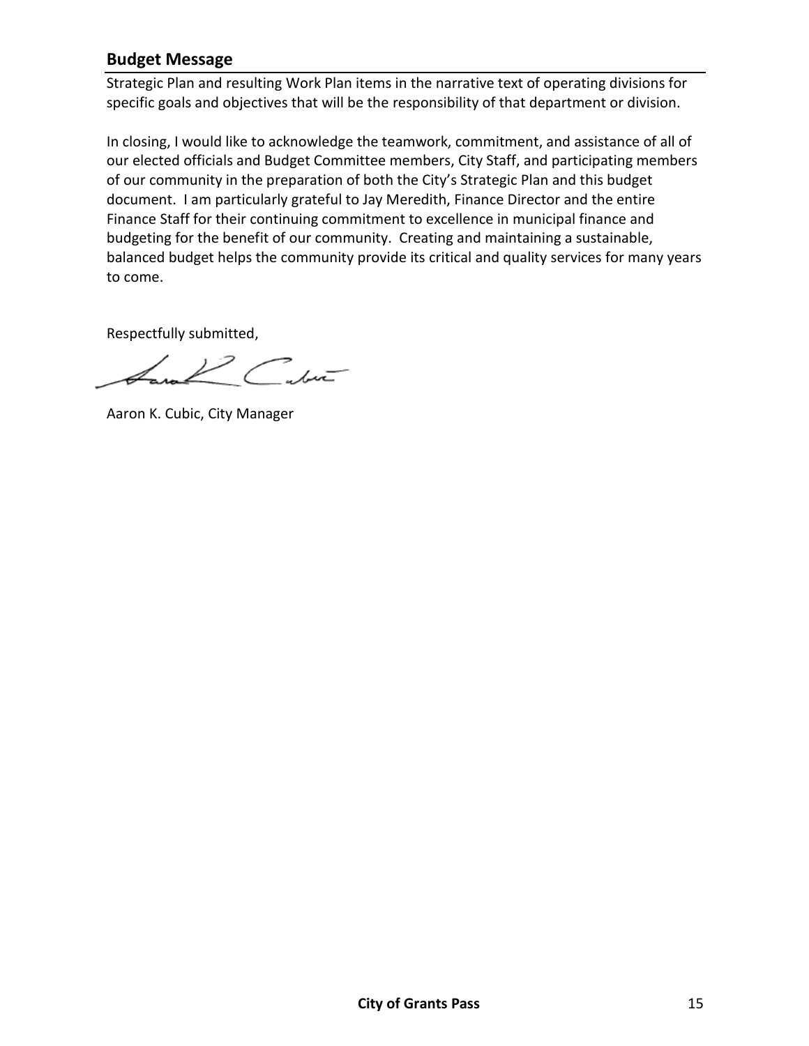## Budget Message

Strategic Plan and resulting Work Plan items in the narrative text of operating divisions for specific goals and objectives that will be the responsibility of that department or division.

In closing, I would like to acknowledge the teamwork, commitment, and assistance of all of our elected officials and Budget Committee members, City Staff, and participating members of our community in the preparation of both the City's Strategic Plan and this budget document. I am particularly grateful to Jay Meredith, Finance Director and the entire Finance Staff for their continuing commitment to excellence in municipal finance and budgeting for the benefit of our community. Creating and maintaining a sustainable, balanced budget helps the community provide its critical and quality services for many years to come.

Respectfully submitted,

Aaron K. Cubic, City Manager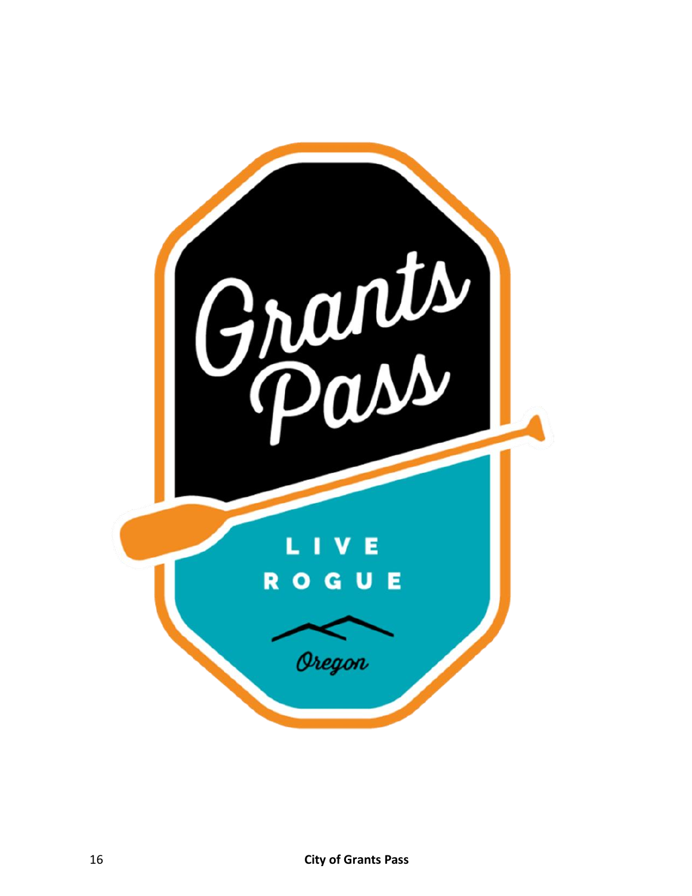Grants Pass

LIVE

ROGUE

Oregon